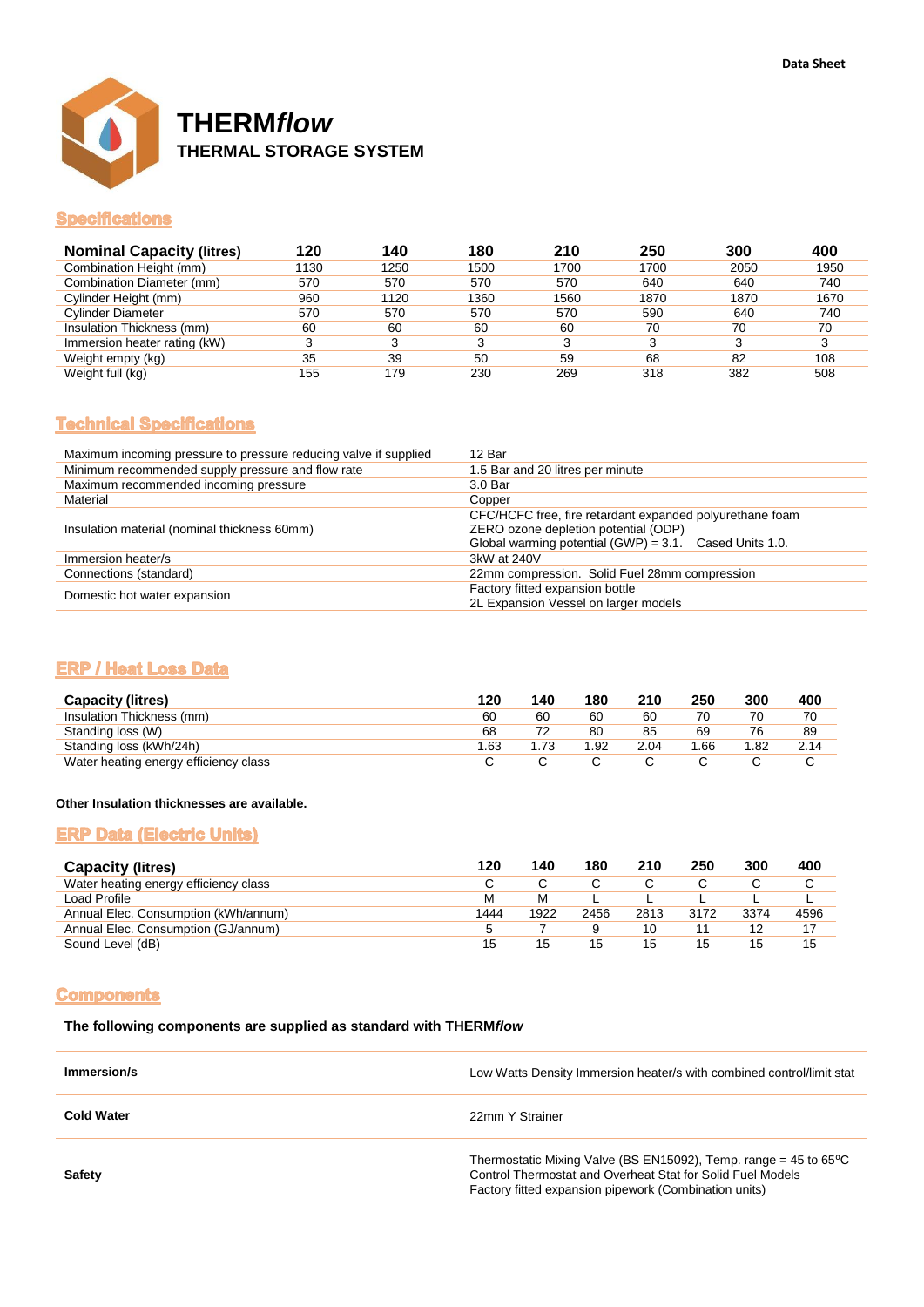Data Sheet

# THERM*flow*

## THERMAL STORAGE SYSTEM

### Specifications

| Nominal Capacity (litres) | 120 | 140 | 180 | 210 | 250 | 300 | 400 |
|---|---|---|---|---|---|---|---|
| Combination Height (mm) | 1130 | 1250 | 1500 | 1700 | 1700 | 2050 | 1950 |
| Combination Diameter (mm) | 570 | 570 | 570 | 570 | 640 | 640 | 740 |
| Cylinder Height (mm) | 960 | 1120 | 1360 | 1560 | 1870 | 1870 | 1670 |
| Cylinder Diameter | 570 | 570 | 570 | 570 | 590 | 640 | 740 |
| Insulation Thickness (mm) | 60 | 60 | 60 | 60 | 70 | 70 | 70 |
| Immersion heater rating (kW) | 3 | 3 | 3 | 3 | 3 | 3 | 3 |
| Weight empty (kg) | 35 | 39 | 50 | 59 | 68 | 82 | 108 |
| Weight full (kg) | 155 | 179 | 230 | 269 | 318 | 382 | 508 |

### Technical Specifications

| | |
|---|---|
| Maximum incoming pressure to pressure reducing valve if supplied | 12 Bar |
| Minimum recommended supply pressure and flow rate | 1.5 Bar and 20 litres per minute |
| Maximum recommended incoming pressure | 3.0 Bar |
| Material | Copper |
| Insulation material (nominal thickness 60mm) | CFC/HCFC free, fire retardant expanded polyurethane foam<br>ZERO ozone depletion potential (ODP)<br>Global warming potential (GWP) = 3.1. Cased Units 1.0. |
| Immersion heater/s | 3kW at 240V |
| Connections (standard) | 22mm compression. Solid Fuel 28mm compression |
| Domestic hot water expansion | Factory fitted expansion bottle<br>2L Expansion Vessel on larger models |

### ERP / Heat Loss Data

| Capacity (litres) | 120 | 140 | 180 | 210 | 250 | 300 | 400 |
|---|---|---|---|---|---|---|---|
| Insulation Thickness (mm) | 60 | 60 | 60 | 60 | 70 | 70 | 70 |
| Standing loss (W) | 68 | 72 | 80 | 85 | 69 | 76 | 89 |
| Standing loss (kWh/24h) | 1.63 | 1.73 | 1.92 | 2.04 | 1.66 | 1.82 | 2.14 |
| Water heating energy efficiency class | C | C | C | C | C | C | C |

**Other Insulation thicknesses are available.**

### ERP Data (Electric Units)

| Capacity (litres) | 120 | 140 | 180 | 210 | 250 | 300 | 400 |
|---|---|---|---|---|---|---|---|
| Water heating energy efficiency class | C | C | C | C | C | C | C |
| Load Profile | M | M | L | L | L | L | L |
| Annual Elec. Consumption (kWh/annum) | 1444 | 1922 | 2456 | 2813 | 3172 | 3374 | 4596 |
| Annual Elec. Consumption (GJ/annum) | 5 | 7 | 9 | 10 | 11 | 12 | 17 |
| Sound Level (dB) | 15 | 15 | 15 | 15 | 15 | 15 | 15 |

### Components

**The following components are supplied as standard with THERM*flow***

| | |
|---|---|
| **Immersion/s** | Low Watts Density Immersion heater/s with combined control/limit stat |
| **Cold Water** | 22mm Y Strainer |
| **Safety** | Thermostatic Mixing Valve (BS EN15092), Temp. range = 45 to 65ºC<br>Control Thermostat and Overheat Stat for Solid Fuel Models<br>Factory fitted expansion pipework (Combination units) |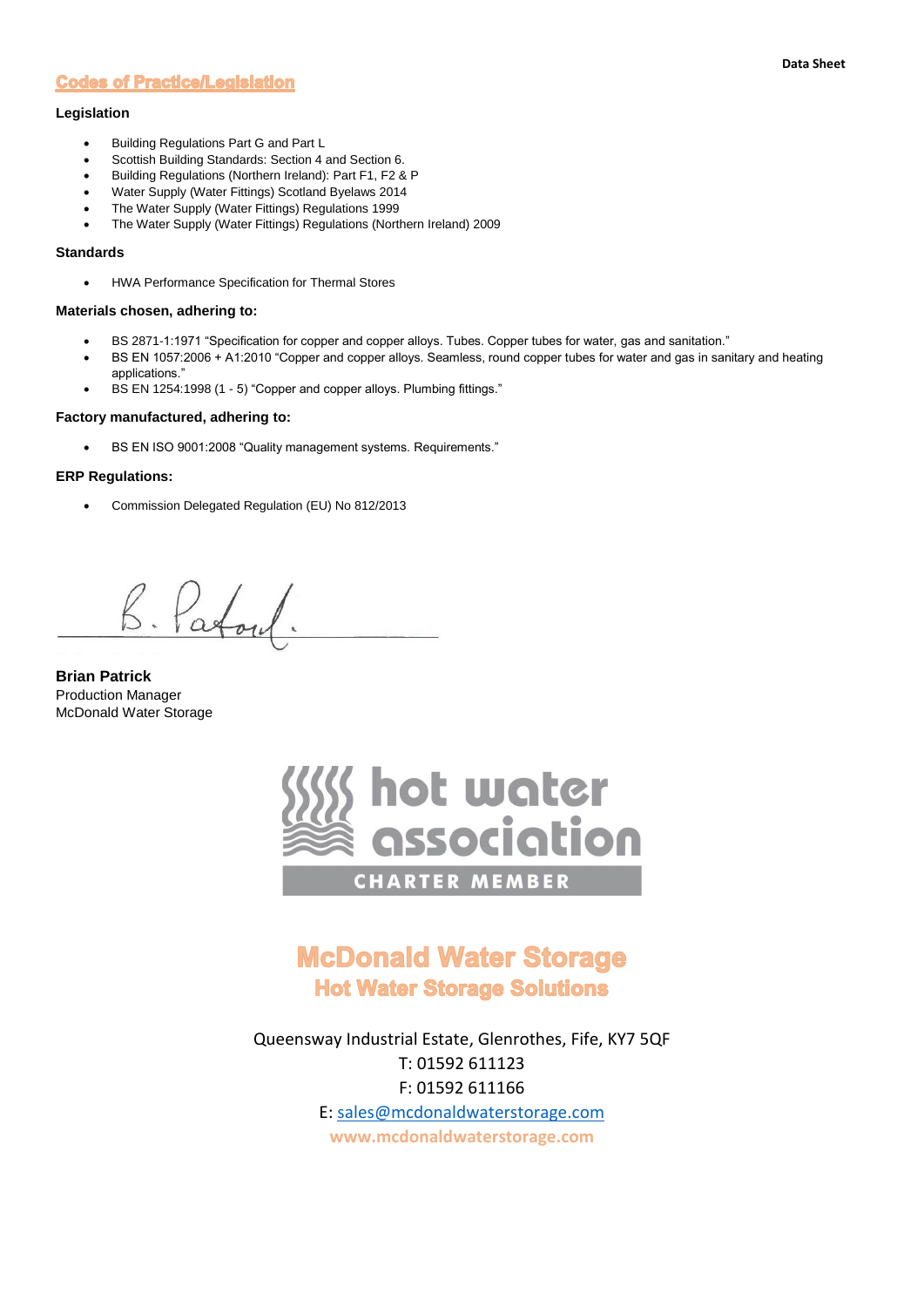## Codes of Practice/Legislation

### Legislation

- Building Regulations Part G and Part L
- Scottish Building Standards: Section 4 and Section 6.
- Building Regulations (Northern Ireland): Part F1, F2 & P
- Water Supply (Water Fittings) Scotland Byelaws 2014
- The Water Supply (Water Fittings) Regulations 1999
- The Water Supply (Water Fittings) Regulations (Northern Ireland) 2009

### Standards

- HWA Performance Specification for Thermal Stores

### Materials chosen, adhering to:

- BS 2871-1:1971 "Specification for copper and copper alloys. Tubes. Copper tubes for water, gas and sanitation."
- BS EN 1057:2006 + A1:2010 "Copper and copper alloys. Seamless, round copper tubes for water and gas in sanitary and heating applications."
- BS EN 1254:1998 (1 - 5) "Copper and copper alloys. Plumbing fittings."

### Factory manufactured, adhering to:

- BS EN ISO 9001:2008 "Quality management systems. Requirements."

### ERP Regulations:

- Commission Delegated Regulation (EU) No 812/2013

B. Patrick

**Brian Patrick**
Production Manager
McDonald Water Storage

hot water association
CHARTER MEMBER

**McDonald Water Storage**
**Hot Water Storage Solutions**

Queensway Industrial Estate, Glenrothes, Fife, KY7 5QF
T: 01592 611123
F: 01592 611166
E: sales@mcdonaldwaterstorage.com
www.mcdonaldwaterstorage.com